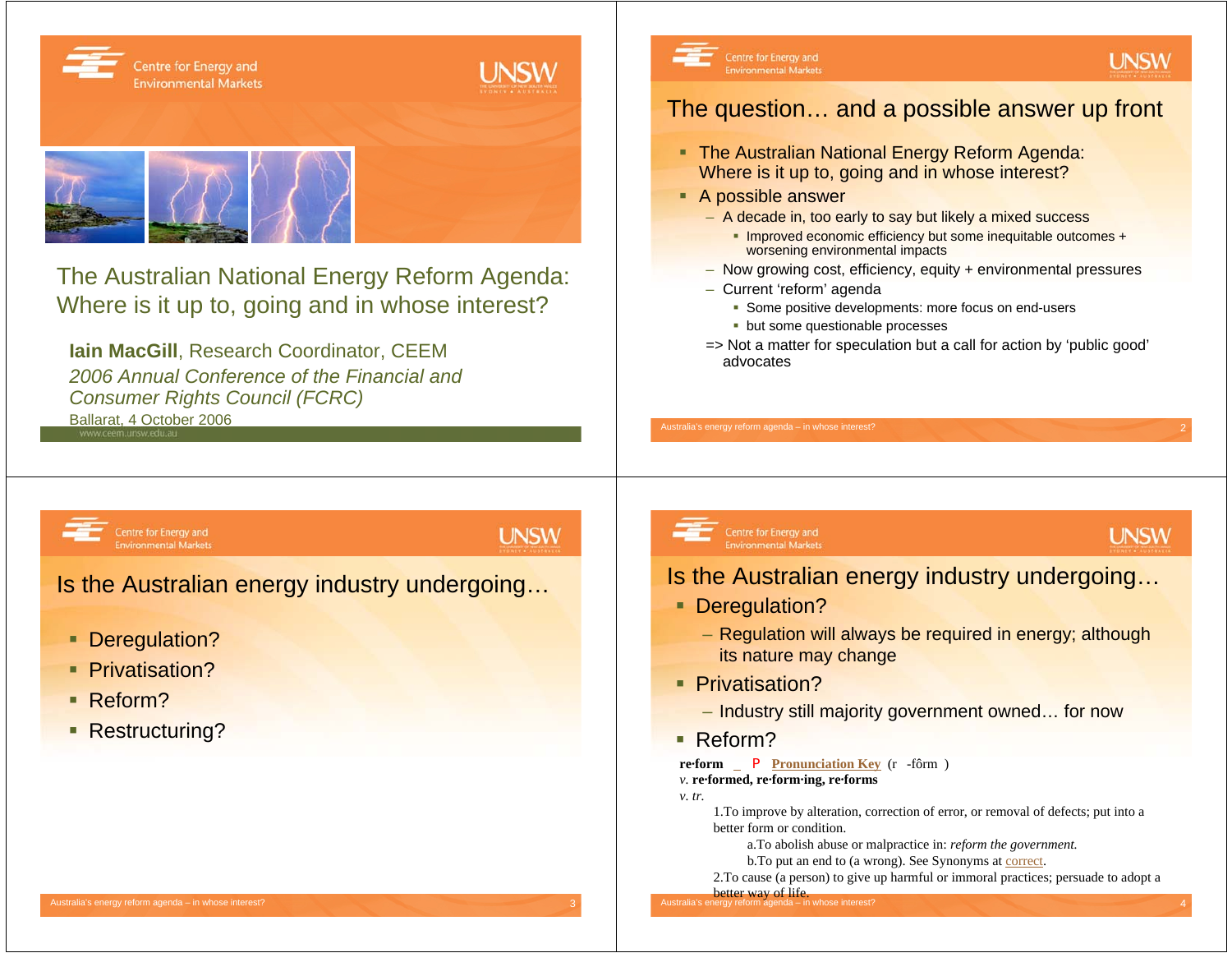# The Australian National Energy Reform Agenda: Where is it up to, going and in whose interest?

**Iain MacGill**, Research Coordinator, CEEM

*2006 Annual Conference of the Financial and Consumer Rights Council (FCRC)*

Ballarat, 4 October 2006

www.ceem.unsw.edu.au

## The question… and a possible answer up front

- The Australian National Energy Reform Agenda: Where is it up to, going and in whose interest?
- A possible answer
  - A decade in, too early to say but likely a mixed success
    - Improved economic efficiency but some inequitable outcomes + worsening environmental impacts
  - Now growing cost, efficiency, equity + environmental pressures
  - Current 'reform' agenda
    - Some positive developments: more focus on end-users
    - but some questionable processes

  => Not a matter for speculation but a call for action by 'public good' advocates

## Is the Australian energy industry undergoing…

- Deregulation?
- Privatisation?
- Reform?
- Restructuring?

## Is the Australian energy industry undergoing…

- Deregulation?
  - Regulation will always be required in energy; although its nature may change
- Privatisation?
  - Industry still majority government owned… for now
- Reform?

**re·form** _ P **Pronunciation Key** (r -fôrm )

*v.* **re·formed, re·form·ing, re·forms**

*v. tr.*

1.To improve by alteration, correction of error, or removal of defects; put into a better form or condition.

a.To abolish abuse or malpractice in: *reform the government.*

b.To put an end to (a wrong). See Synonyms at correct.

2.To cause (a person) to give up harmful or immoral practices; persuade to adopt a better way of life.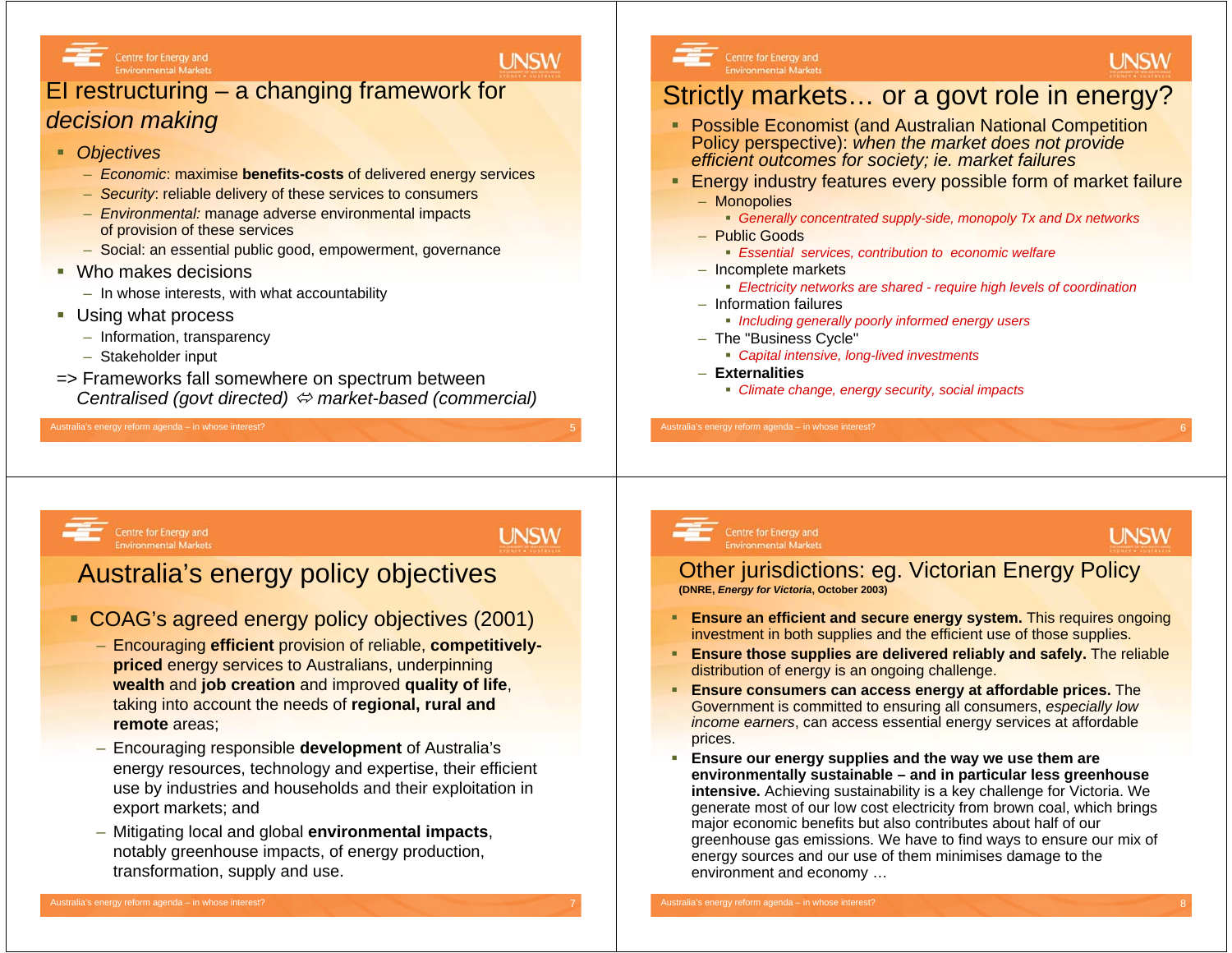## EI restructuring – a changing framework for *decision making*

- *Objectives*
  - *Economic*: maximise **benefits-costs** of delivered energy services
  - *Security*: reliable delivery of these services to consumers
  - *Environmental:* manage adverse environmental impacts of provision of these services
  - Social: an essential public good, empowerment, governance
- Who makes decisions
  - In whose interests, with what accountability
- Using what process
  - Information, transparency
  - Stakeholder input

=> Frameworks fall somewhere on spectrum between *Centralised (govt directed)* ⇔ *market-based (commercial)*

## Strictly markets… or a govt role in energy?

- Possible Economist (and Australian National Competition Policy perspective): *when the market does not provide efficient outcomes for society; ie. market failures*
- Energy industry features every possible form of market failure
  - Monopolies
    - *Generally concentrated supply-side, monopoly Tx and Dx networks*
  - Public Goods
    - *Essential services, contribution to economic welfare*
  - Incomplete markets
    - *Electricity networks are shared - require high levels of coordination*
  - Information failures
    - *Including generally poorly informed energy users*
  - The "Business Cycle"
    - *Capital intensive, long-lived investments*
  - **Externalities**
    - *Climate change, energy security, social impacts*

## Australia's energy policy objectives

- COAG's agreed energy policy objectives (2001)
  - Encouraging **efficient** provision of reliable, **competitively-priced** energy services to Australians, underpinning **wealth** and **job creation** and improved **quality of life**, taking into account the needs of **regional, rural and remote** areas;
  - Encouraging responsible **development** of Australia's energy resources, technology and expertise, their efficient use by industries and households and their exploitation in export markets; and
  - Mitigating local and global **environmental impacts**, notably greenhouse impacts, of energy production, transformation, supply and use.

## Other jurisdictions: eg. Victorian Energy Policy

**(DNRE, *Energy for Victoria*, October 2003)**

- **Ensure an efficient and secure energy system.** This requires ongoing investment in both supplies and the efficient use of those supplies.
- **Ensure those supplies are delivered reliably and safely.** The reliable distribution of energy is an ongoing challenge.
- **Ensure consumers can access energy at affordable prices.** The Government is committed to ensuring all consumers, *especially low income earners*, can access essential energy services at affordable prices.
- **Ensure our energy supplies and the way we use them are environmentally sustainable – and in particular less greenhouse intensive.** Achieving sustainability is a key challenge for Victoria. We generate most of our low cost electricity from brown coal, which brings major economic benefits but also contributes about half of our greenhouse gas emissions. We have to find ways to ensure our mix of energy sources and our use of them minimises damage to the environment and economy …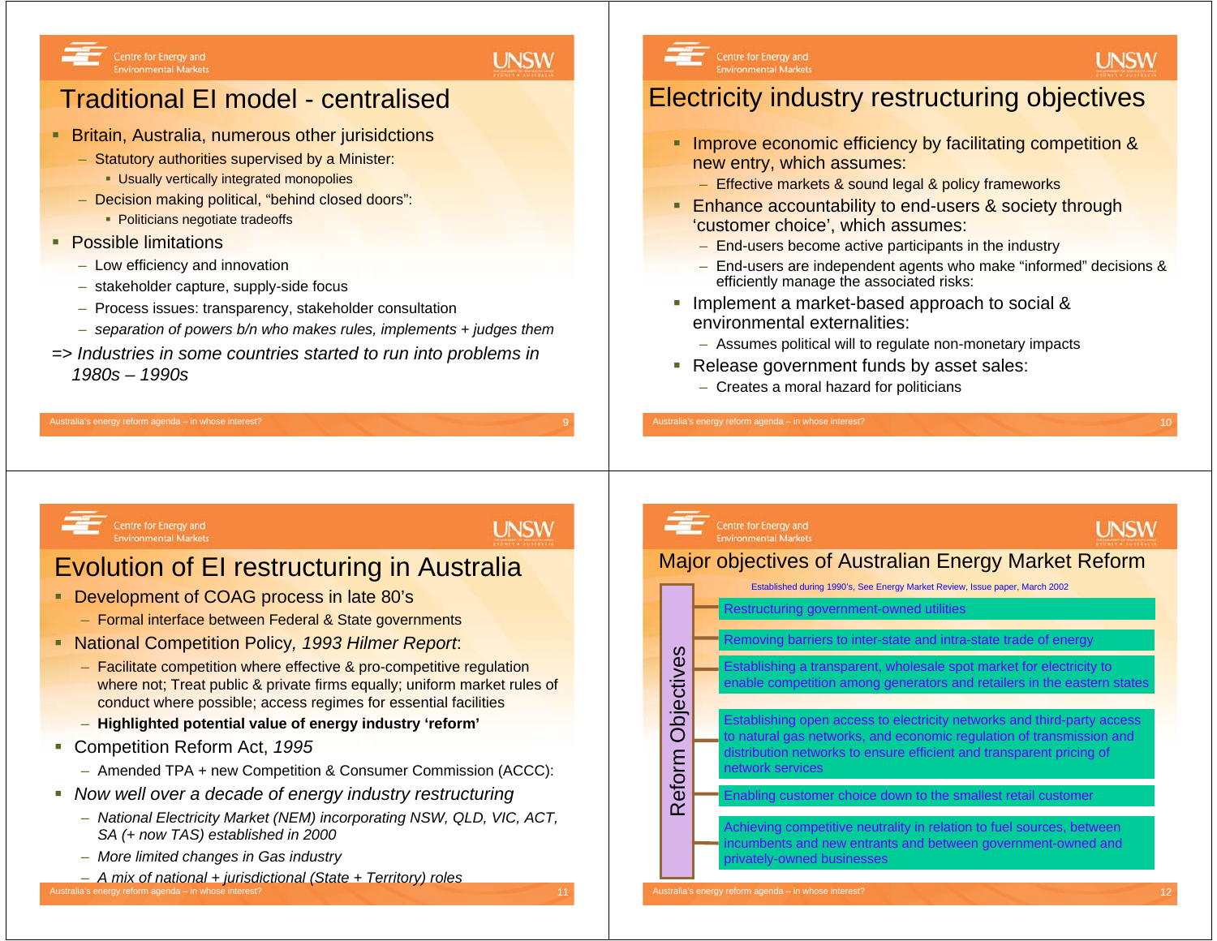# Traditional EI model - centralised

- Britain, Australia, numerous other jurisdictions
  - Statutory authorities supervised by a Minister:
    - Usually vertically integrated monopolies
  - Decision making political, "behind closed doors":
    - Politicians negotiate tradeoffs
- Possible limitations
  - Low efficiency and innovation
  - stakeholder capture, supply-side focus
  - Process issues: transparency, stakeholder consultation
  - *separation of powers b/n who makes rules, implements + judges them*

*=> Industries in some countries started to run into problems in 1980s – 1990s*

# Electricity industry restructuring objectives

- Improve economic efficiency by facilitating competition & new entry, which assumes:
  - Effective markets & sound legal & policy frameworks
- Enhance accountability to end-users & society through 'customer choice', which assumes:
  - End-users become active participants in the industry
  - End-users are independent agents who make "informed" decisions & efficiently manage the associated risks:
- Implement a market-based approach to social & environmental externalities:
  - Assumes political will to regulate non-monetary impacts
- Release government funds by asset sales:
  - Creates a moral hazard for politicians

# Evolution of EI restructuring in Australia

- Development of COAG process in late 80's
  - Formal interface between Federal & State governments
- National Competition Policy, *1993 Hilmer Report*:
  - Facilitate competition where effective & pro-competitive regulation where not; Treat public & private firms equally; uniform market rules of conduct where possible; access regimes for essential facilities
  - **Highlighted potential value of energy industry 'reform'**
- Competition Reform Act, *1995*
  - Amended TPA + new Competition & Consumer Commission (ACCC):
- *Now well over a decade of energy industry restructuring*
  - *National Electricity Market (NEM) incorporating NSW, QLD, VIC, ACT, SA (+ now TAS) established in 2000*
  - *More limited changes in Gas industry*
  - *A mix of national + jurisdictional (State + Territory) roles*

# Major objectives of Australian Energy Market Reform

Established during 1990's, See Energy Market Review, Issue paper, March 2002

**Reform Objectives**

- Restructuring government-owned utilities
- Removing barriers to inter-state and intra-state trade of energy
- Establishing a transparent, wholesale spot market for electricity to enable competition among generators and retailers in the eastern states
- Establishing open access to electricity networks and third-party access to natural gas networks, and economic regulation of transmission and distribution networks to ensure efficient and transparent pricing of network services
- Enabling customer choice down to the smallest retail customer
- Achieving competitive neutrality in relation to fuel sources, between incumbents and new entrants and between government-owned and privately-owned businesses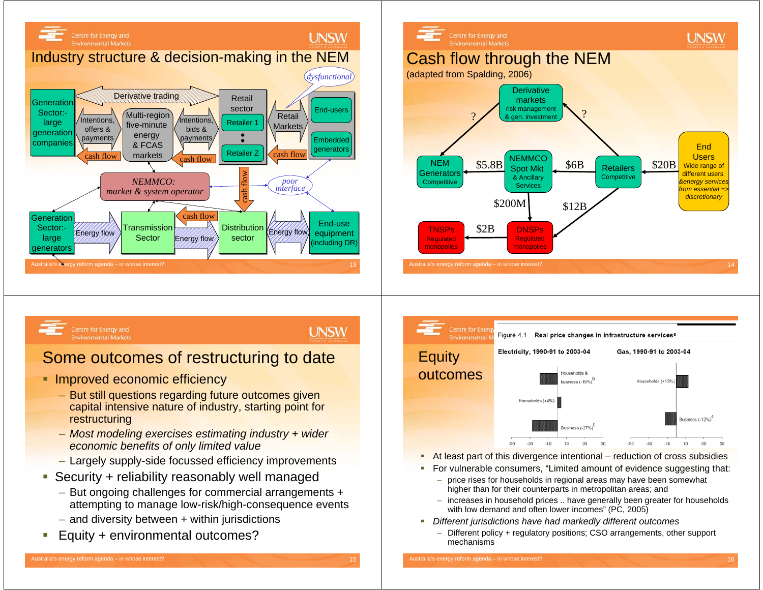# Industry structure & decision-making in the NEM

Generation Sector:- large generation companies

Derivative trading

Intentions, offers & payments

cash flow

Multi-region five-minute energy & FCAS markets

Intentions, bids & payments

cash flow

Retail sector

Retailer 1

:

Retailer Z

Retail Markets

cash flow

*dysfunctional*

End-users

Embedded generators

*NEMMCO: market & system operator*

cash flow

*poor interface*

Generation Sector:- large generators

Energy flow

Transmission Sector

cash flow

Energy flow

Distribution sector

Energy flow

End-use equipment (including DR)

# Cash flow through the NEM

(adapted from Spalding, 2006)

Derivative markets
risk management & gen. investment

?

?

NEM Generators
Competitive

$5.8B

NEMMCO Spot Mkt
& Ancillary Services

$6B

Retailers
Competitive

$20B

End Users
Wide range of different users
*&energy services from essential => discretionary*

$200M

$12B

TNSPs
Regulated monopolies

$2B

DNSPs
Regulated monopolies

# Some outcomes of restructuring to date

- Improved economic efficiency
  - But still questions regarding future outcomes given capital intensive nature of industry, starting point for restructuring
  - *Most modeling exercises estimating industry + wider economic benefits of only limited value*
  - Largely supply-side focussed efficiency improvements
- Security + reliability reasonably well managed
  - But ongoing challenges for commercial arrangements + attempting to manage low-risk/high-consequence events
  - and diversity between + within jurisdictions
- Equity + environmental outcomes?

# Equity outcomes

Figure 4.1 **Real price changes in infrastructure services[a]**

**Electricity, 1990-91 to 2003-04**

Households & business (-19%)[b]

Households (+4%)

Business (-27%)[b]

**Gas, 1990-91 to 2003-04**

Households (+13%)

Business (-12%)[c]

-50 -30 -10 10 30 50

- At least part of this divergence intentional – reduction of cross subsidies
- For vulnerable consumers, "Limited amount of evidence suggesting that:
  - price rises for households in regional areas may have been somewhat higher than for their counterparts in metropolitan areas; and
  - increases in household prices .. have generally been greater for households with low demand and often lower incomes" (PC, 2005)
- *Different jurisdictions have had markedly different outcomes*
  - Different policy + regulatory positions; CSO arrangements, other support mechanisms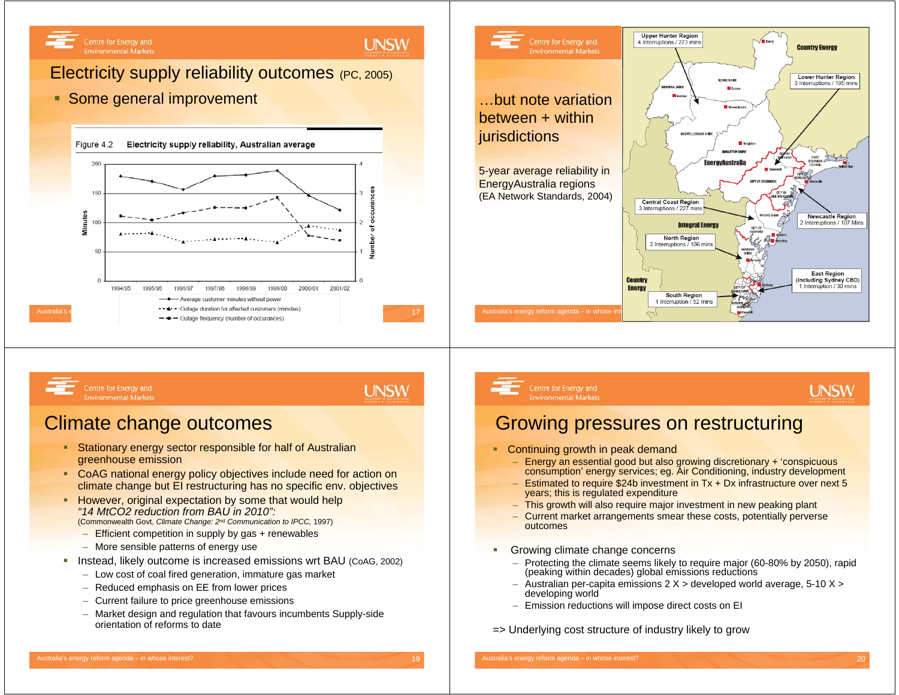## Electricity supply reliability outcomes (PC, 2005)

- Some general improvement

Figure 4.2 Electricity supply reliability, Australian average

| | 1994/95 | 1995/96 | 1996/97 | 1997/98 | 1998/99 | 1999/00 | 2000/01 | 2001/02 |
|---|---|---|---|---|---|---|---|---|

- Average customer minutes without power
- Outage duration for affected customers (minutes)
- Outage frequency (number of occurances)

## …but note variation between + within jurisdictions

5-year average reliability in EnergyAustralia regions (EA Network Standards, 2004)

- Upper Hunter Region: 4 Interruptions / 273 mins
- Lower Hunter Region: 3 Interruptions / 195 mins
- Central Coast Region: 3 Interruptions / 227 mins
- Newcastle Region: 2 Interruptions / 107 Mins
- North Region: 2 Interruptions / 106 mins
- East Region (Including Sydney CBD): 1 Interruption / 30 mins
- South Region: 1 Interruption / 52 mins

## Climate change outcomes

- Stationary energy sector responsible for half of Australian greenhouse emission
- CoAG national energy policy objectives include need for action on climate change but EI restructuring has no specific env. objectives
- However, original expectation by some that would help *"14 MtCO2 reduction from BAU in 2010":* (Commonwealth Govt, *Climate Change: 2nd Communication to IPCC,* 1997)
  - Efficient competition in supply by gas + renewables
  - More sensible patterns of energy use
- Instead, likely outcome is increased emissions wrt BAU (CoAG, 2002)
  - Low cost of coal fired generation, immature gas market
  - Reduced emphasis on EE from lower prices
  - Current failure to price greenhouse emissions
  - Market design and regulation that favours incumbents Supply-side orientation of reforms to date

## Growing pressures on restructuring

- Continuing growth in peak demand
  - Energy an essential good but also growing discretionary + 'conspicuous consumption' energy services; eg. Air Conditioning, industry development
  - Estimated to require $24b investment in Tx + Dx infrastructure over next 5 years; this is regulated expenditure
  - This growth will also require major investment in new peaking plant
  - Current market arrangements smear these costs, potentially perverse outcomes
- Growing climate change concerns
  - Protecting the climate seems likely to require major (60-80% by 2050), rapid (peaking within decades) global emissions reductions
  - Australian per-capita emissions 2 X > developed world average, 5-10 X > developing world
  - Emission reductions will impose direct costs on EI

=> Underlying cost structure of industry likely to grow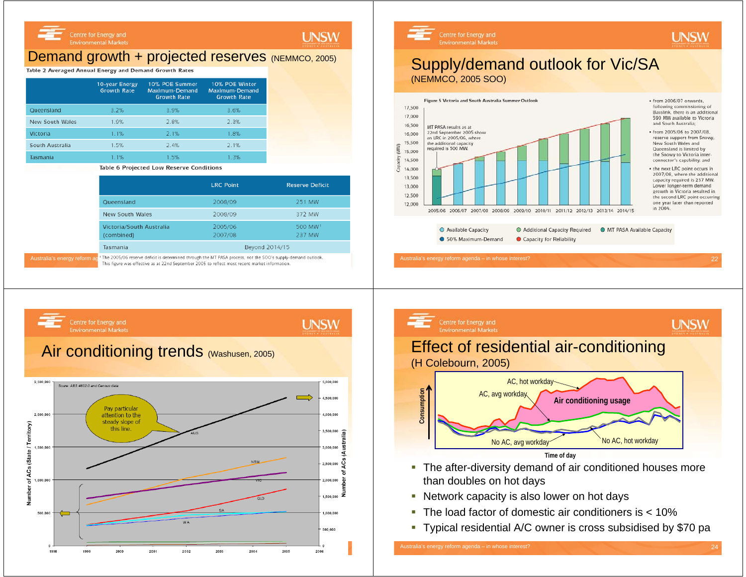# Demand growth + projected reserves (NEMMCO, 2005)

Table 2 Averaged Annual Energy and Demand Growth Rates

| | 10-year Energy Growth Rate | 10% POE Summer Maximum-Demand Growth Rate | 10% POE Winter Maximum-Demand Growth Rate |
|---|---|---|---|
| Queensland | 3.2% | 3.9% | 3.6% |
| New South Wales | 1.9% | 2.8% | 2.3% |
| Victoria | 1.1% | 2.1% | 1.8% |
| South Australia | 1.5% | 2.4% | 2.1% |
| Tasmania | 1.1% | 1.5% | 1.3% |

Table 6 Projected Low Reserve Conditions

| | LRC Point | Reserve Deficit |
|---|---|---|
| Queensland | 2008/09 | 251 MW |
| New South Wales | 2008/09 | 372 MW |
| Victoria/South Australia (combined) | 2005/06<br>2007/08 | 500 MW[1]<br>237 MW |
| Tasmania | Beyond 2014/15 | |

[1] The 2005/06 reserve deficit is determined through the MT PASA process, not the SOO's supply-demand outlook. This figure was effective as at 22nd September 2005 to reflect most recent market information.

# Supply/demand outlook for Vic/SA

(NEMMCO, 2005 SOO)

Figure 5 Victoria and South Australia Summer Outlook

- From 2006/07 onwards, following commissioning of Basslink, there is an additional 590 MW available to Victoria and South Australia;
- From 2005/06 to 2007/08, reserve support from Snowy, New South Wales and Queensland is limited by the Snowy to Victoria interconnector's capability; and
- the next LRC point occurs in 2007/08, where the additional capacity required is 237 MW. Lower longer-term demand growth in Victoria resulted in the second LRC point occurring one year later than reported in 2004.

# Air conditioning trends (Washusen, 2005)

# Effect of residential air-conditioning

(H Colebourn, 2005)

- The after-diversity demand of air conditioned houses more than doubles on hot days
- Network capacity is also lower on hot days
- The load factor of domestic air conditioners is < 10%
- Typical residential A/C owner is cross subsidised by $70 pa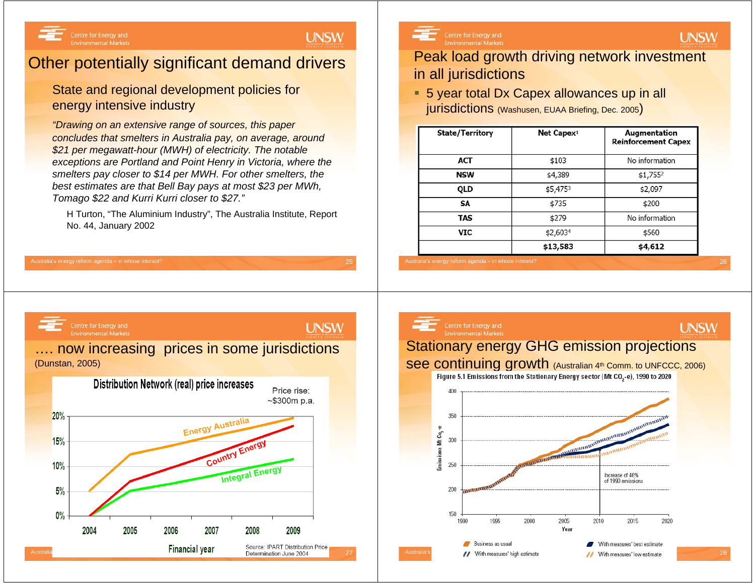# Other potentially significant demand drivers

## State and regional development policies for energy intensive industry

*"Drawing on an extensive range of sources, this paper concludes that smelters in Australia pay, on average, around \$21 per megawatt-hour (MWH) of electricity. The notable exceptions are Portland and Point Henry in Victoria, where the smelters pay closer to \$14 per MWH. For other smelters, the best estimates are that Bell Bay pays at most \$23 per MWh, Tomago \$22 and Kurri Kurri closer to \$27."*

H Turton, "The Aluminium Industry", The Australia Institute, Report No. 44, January 2002

# Peak load growth driving network investment in all jurisdictions

- 5 year total Dx Capex allowances up in all jurisdictions (Washusen, EUAA Briefing, Dec. 2005)

| State/Territory | Net Capex[1] | Augmentation Reinforcement Capex |
|---|---|---|
| ACT | \$103 | No information |
| NSW | \$4,389 | \$1,755[2] |
| QLD | \$5,475[3] | \$2,097 |
| SA | \$735 | \$200 |
| TAS | \$279 | No information |
| VIC | \$2,603[4] | \$560 |
| | **\$13,583** | **\$4,612** |

# …. now increasing prices in some jurisdictions

(Dunstan, 2005)

**Distribution Network (real) price increases**

Price rise: ~\$300m p.a.

Source: IPART Distribution Price Determination June 2004

# Stationary energy GHG emission projections see continuing growth

(Australian 4th Comm. to UNFCCC, 2006)

Figure 5.1 Emissions from the Stationary Energy sector (Mt $CO_2$-e), 1990 to 2020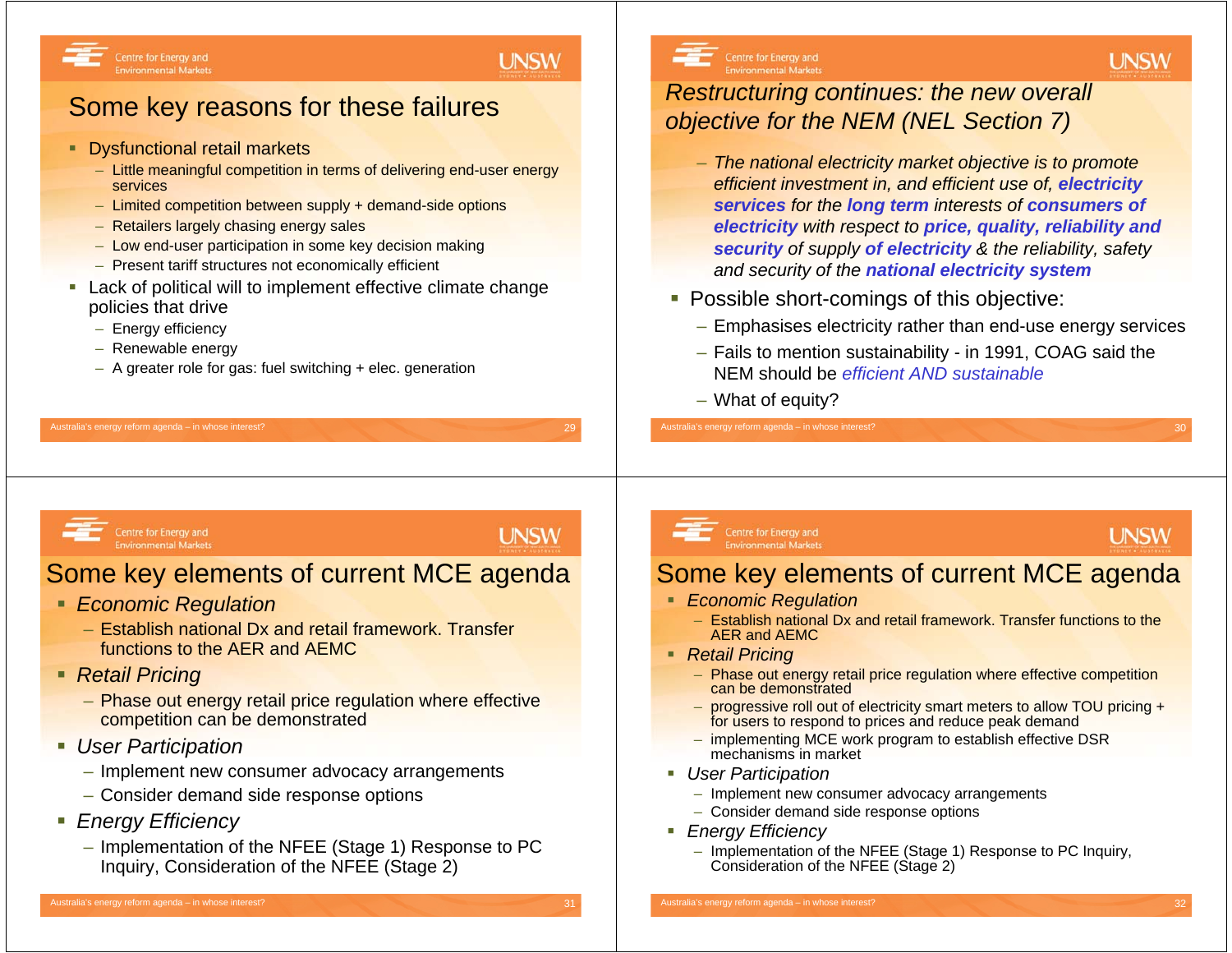## Some key reasons for these failures

- Dysfunctional retail markets
  - Little meaningful competition in terms of delivering end-user energy services
  - Limited competition between supply + demand-side options
  - Retailers largely chasing energy sales
  - Low end-user participation in some key decision making
  - Present tariff structures not economically efficient
- Lack of political will to implement effective climate change policies that drive
  - Energy efficiency
  - Renewable energy
  - A greater role for gas: fuel switching + elec. generation

## *Restructuring continues: the new overall objective for the NEM (NEL Section 7)*

- *The national electricity market objective is to promote efficient investment in, and efficient use of,* ***electricity services*** *for the* ***long term*** *interests of* ***consumers of electricity*** *with respect to* ***price, quality, reliability and security*** *of supply* ***of electricity*** *& the reliability, safety and security of the* ***national electricity system***
- Possible short-comings of this objective:
  - Emphasises electricity rather than end-use energy services
  - Fails to mention sustainability - in 1991, COAG said the NEM should be *efficient AND sustainable*
  - What of equity?

## Some key elements of current MCE agenda

- *Economic Regulation*
  - Establish national Dx and retail framework. Transfer functions to the AER and AEMC
- *Retail Pricing*
  - Phase out energy retail price regulation where effective competition can be demonstrated
- *User Participation*
  - Implement new consumer advocacy arrangements
  - Consider demand side response options
- *Energy Efficiency*
  - Implementation of the NFEE (Stage 1) Response to PC Inquiry, Consideration of the NFEE (Stage 2)

## Some key elements of current MCE agenda

- *Economic Regulation*
  - Establish national Dx and retail framework. Transfer functions to the AER and AEMC
- *Retail Pricing*
  - Phase out energy retail price regulation where effective competition can be demonstrated
  - progressive roll out of electricity smart meters to allow TOU pricing + for users to respond to prices and reduce peak demand
  - implementing MCE work program to establish effective DSR mechanisms in market
- *User Participation*
  - Implement new consumer advocacy arrangements
  - Consider demand side response options
- *Energy Efficiency*
  - Implementation of the NFEE (Stage 1) Response to PC Inquiry, Consideration of the NFEE (Stage 2)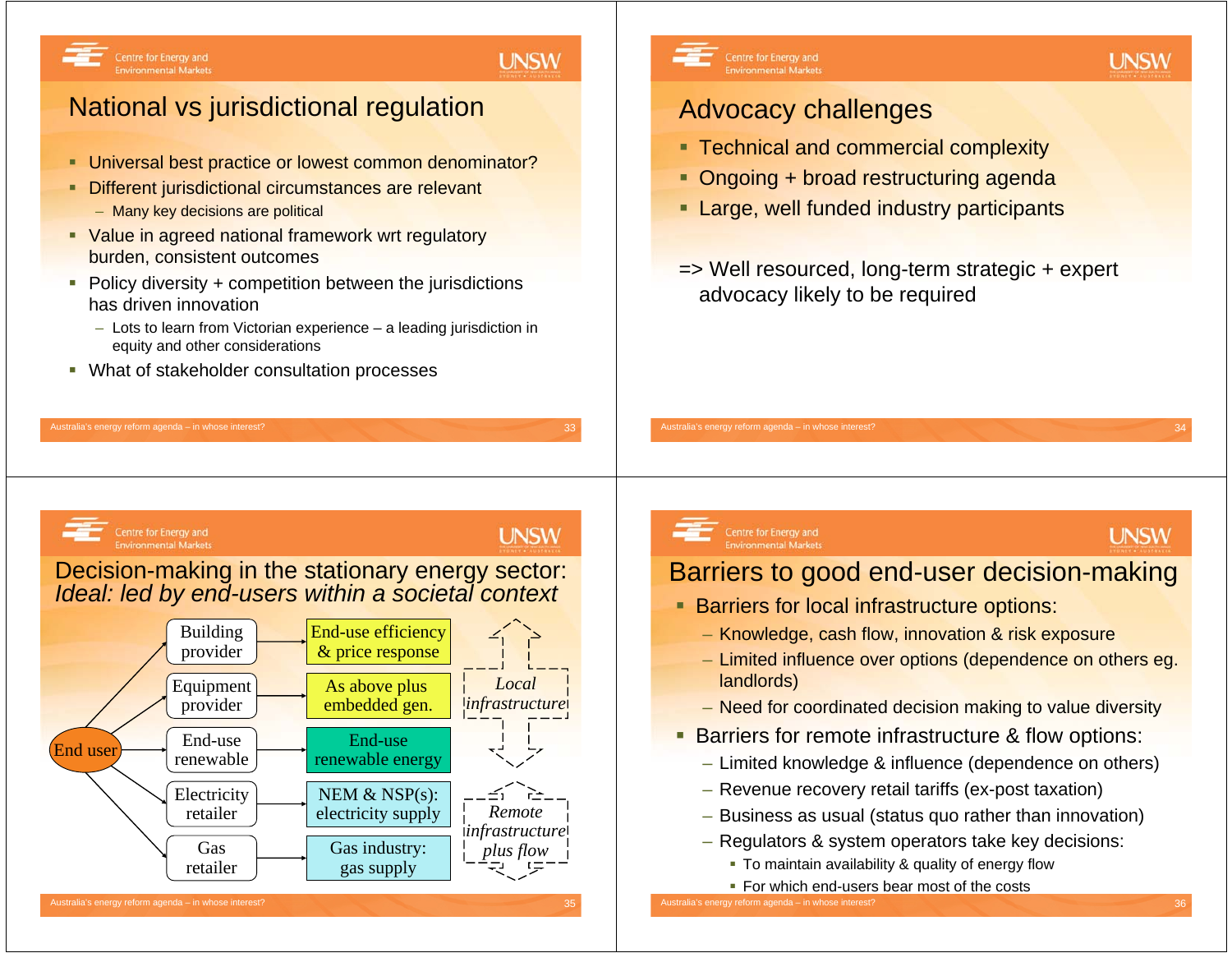## National vs jurisdictional regulation

- Universal best practice or lowest common denominator?
- Different jurisdictional circumstances are relevant
  - Many key decisions are political
- Value in agreed national framework wrt regulatory burden, consistent outcomes
- Policy diversity + competition between the jurisdictions has driven innovation
  - Lots to learn from Victorian experience – a leading jurisdiction in equity and other considerations
- What of stakeholder consultation processes

## Advocacy challenges

- Technical and commercial complexity
- Ongoing + broad restructuring agenda
- Large, well funded industry participants

=> Well resourced, long-term strategic + expert advocacy likely to be required

## Decision-making in the stationary energy sector: *Ideal: led by end-users within a societal context*

| | | | |
|---|---|---|---|
| End user | Building provider | End-use efficiency & price response | *Local infrastructure* |
| | Equipment provider | As above plus embedded gen. | |
| | End-use renewable | End-use renewable energy | |
| | Electricity retailer | NEM & NSP(s): electricity supply | *Remote infrastructure plus flow* |
| | Gas retailer | Gas industry: gas supply | |

## Barriers to good end-user decision-making

- Barriers for local infrastructure options:
  - Knowledge, cash flow, innovation & risk exposure
  - Limited influence over options (dependence on others eg. landlords)
  - Need for coordinated decision making to value diversity
- Barriers for remote infrastructure & flow options:
  - Limited knowledge & influence (dependence on others)
  - Revenue recovery retail tariffs (ex-post taxation)
  - Business as usual (status quo rather than innovation)
  - Regulators & system operators take key decisions:
    - To maintain availability & quality of energy flow
    - For which end-users bear most of the costs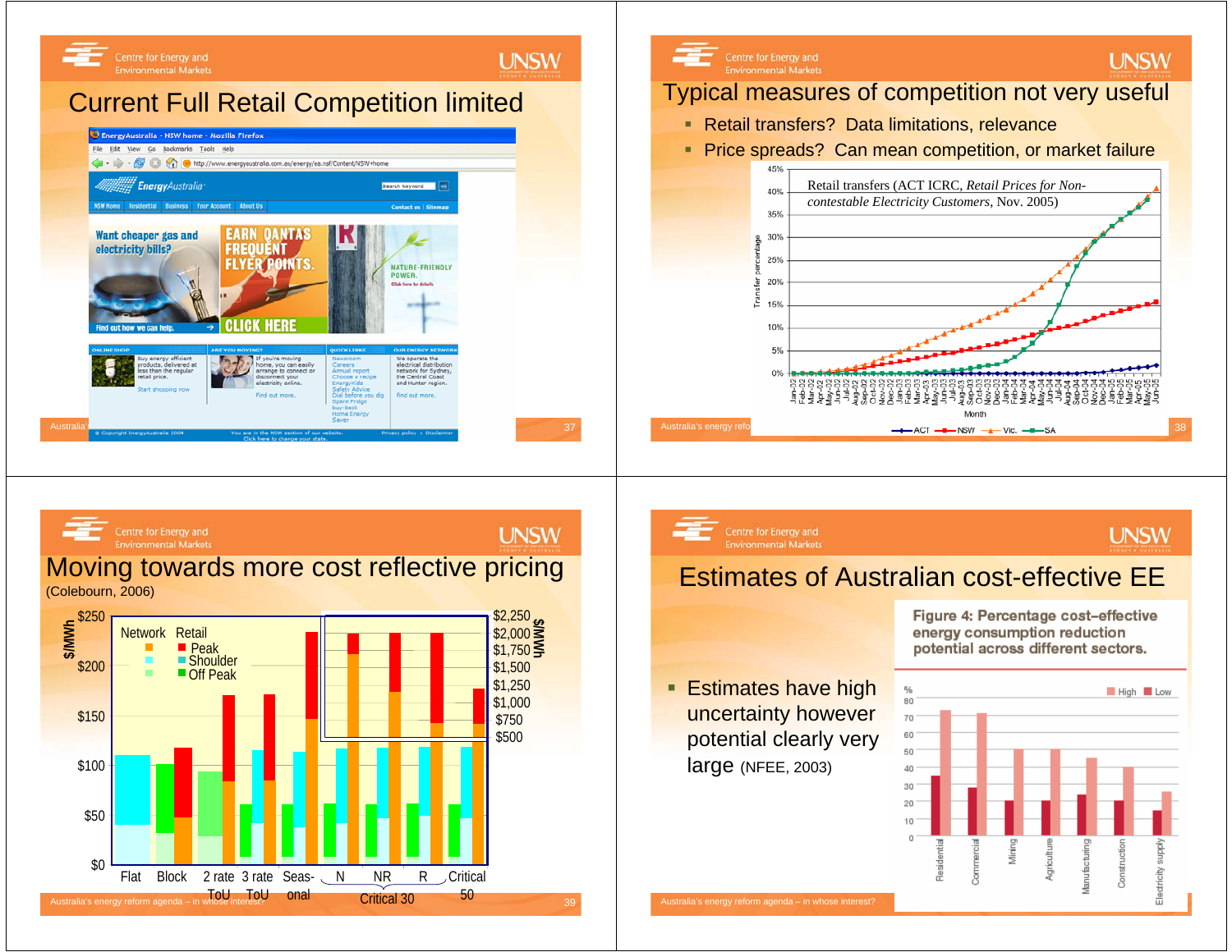## Current Full Retail Competition limited

## Typical measures of competition not very useful

- Retail transfers? Data limitations, relevance
- Price spreads? Can mean competition, or market failure

Retail transfers (ACT ICRC, *Retail Prices for Non-contestable Electricity Customers*, Nov. 2005)

## Moving towards more cost reflective pricing

(Colebourn, 2006)

## Estimates of Australian cost-effective EE

- Estimates have high uncertainty however potential clearly very large (NFEE, 2003)

Figure 4: Percentage cost-effective energy consumption reduction potential across different sectors.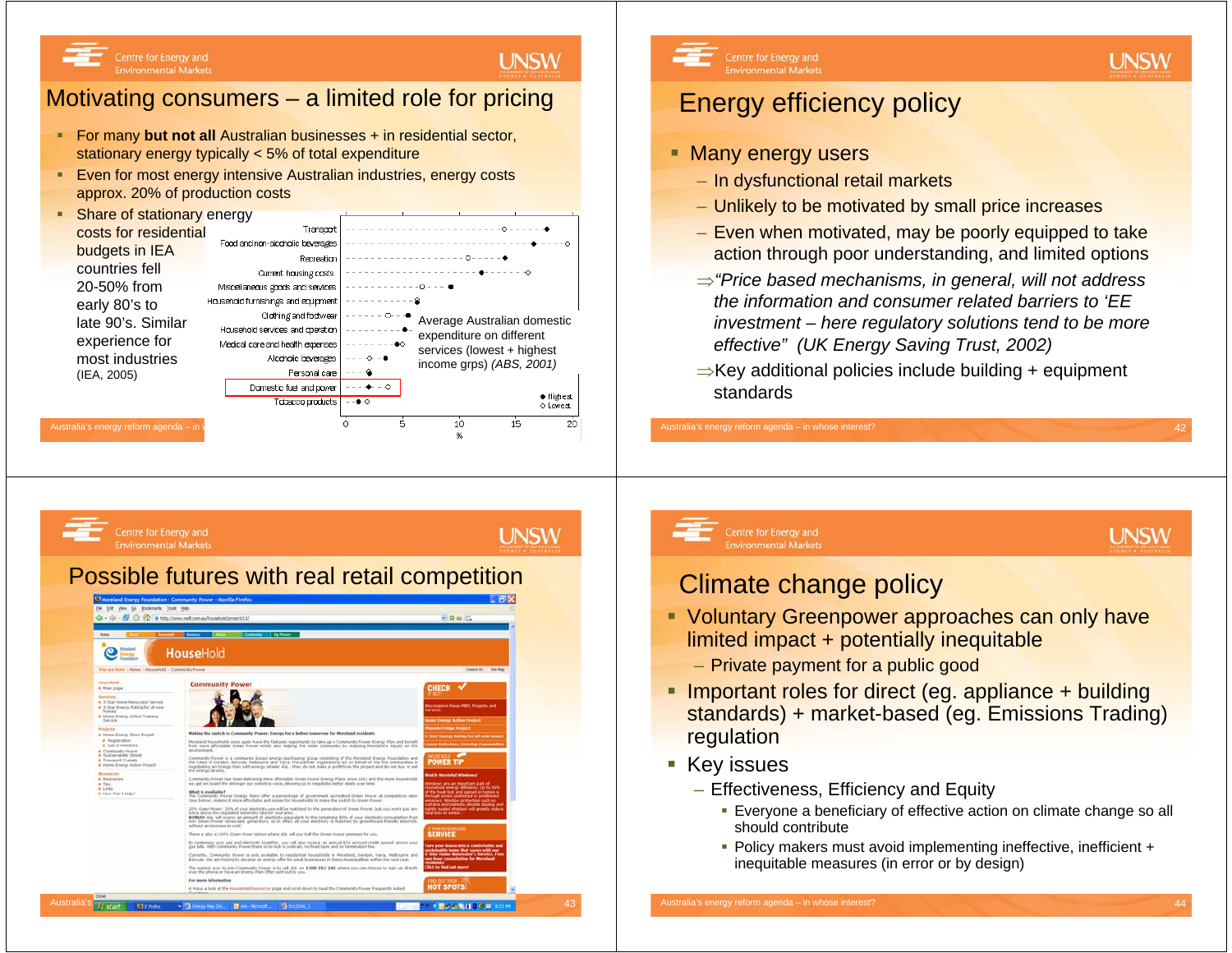## Motivating consumers – a limited role for pricing

- For many **but not all** Australian businesses + in residential sector, stationary energy typically < 5% of total expenditure
- Even for most energy intensive Australian industries, energy costs approx. 20% of production costs
- Share of stationary energy costs for residential budgets in IEA countries fell 20-50% from early 80's to late 90's. Similar experience for most industries (IEA, 2005)

Average Australian domestic expenditure on different services (lowest + highest income grps) *(ABS, 2001)*

Transport; Food and non-alcoholic beverages; Recreation; Current housing costs; Miscellaneous goods and services; Household furnishings and equipment; Clothing and footwear; Household services and operation; Medical care and health expenses; Alcoholic beverages; Personal care; Domestic fuel and power; Tobacco products

● Highest ○ Lowest

0 5 10 15 20 %

## Energy efficiency policy

- Many energy users
  - In dysfunctional retail markets
  - Unlikely to be motivated by small price increases
  - Even when motivated, may be poorly equipped to take action through poor understanding, and limited options

⇒*"Price based mechanisms, in general, will not address the information and consumer related barriers to 'EE investment – here regulatory solutions tend to be more effective"* *(UK Energy Saving Trust, 2002)*

⇒Key additional policies include building + equipment standards

## Possible futures with real retail competition

## Climate change policy

- Voluntary Greenpower approaches can only have limited impact + potentially inequitable
  - Private payment for a public good
- Important roles for direct (eg. appliance + building standards) + market-based (eg. Emissions Trading) regulation
- Key issues
  - Effectiveness, Efficiency and Equity
    - Everyone a beneficiary of effective action on climate change so all should contribute
    - Policy makers must avoid implementing ineffective, inefficient + inequitable measures (in error or by design)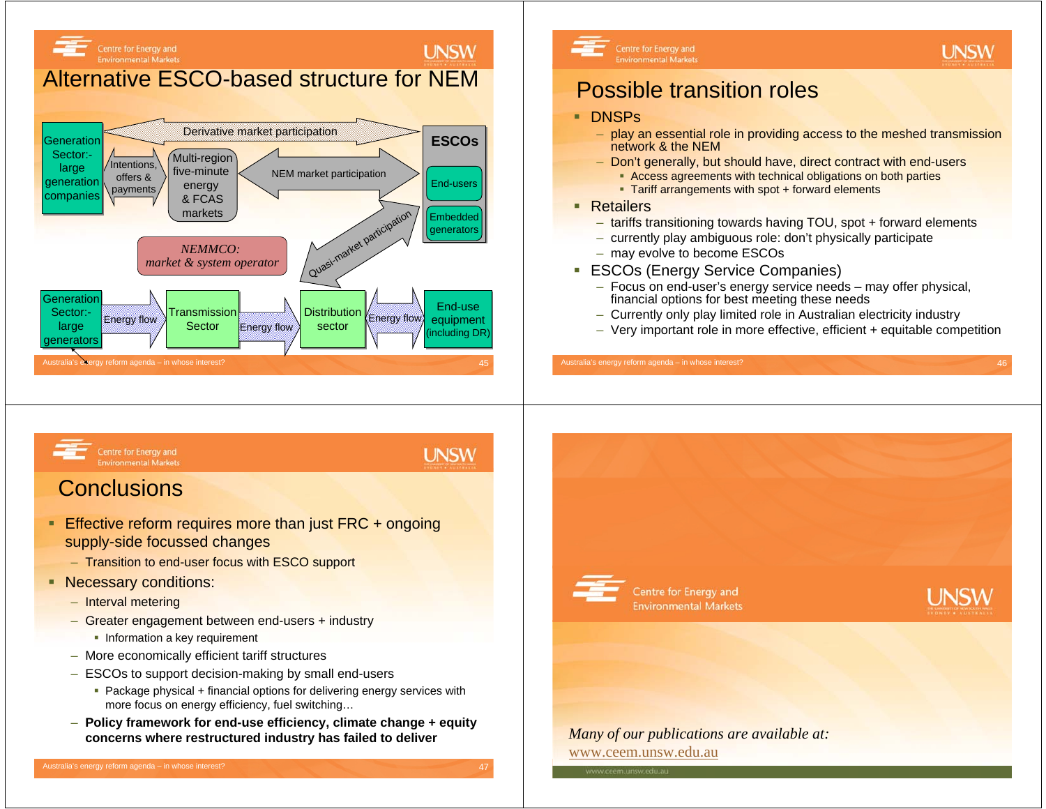# Alternative ESCO-based structure for NEM

Derivative market participation

Generation Sector:- large generation companies

Intentions, offers & payments

Multi-region five-minute energy & FCAS markets

NEM market participation

ESCOs

End-users

Embedded generators

NEMMCO: market & system operator

Quasi-market participation

Generation Sector:- large generators

Energy flow

Transmission Sector

Energy flow

Distribution sector

Energy flow

End-use equipment (including DR)

# Possible transition roles

- DNSPs
  - play an essential role in providing access to the meshed transmission network & the NEM
  - Don't generally, but should have, direct contract with end-users
    - Access agreements with technical obligations on both parties
    - Tariff arrangements with spot + forward elements
- Retailers
  - tariffs transitioning towards having TOU, spot + forward elements
  - currently play ambiguous role: don't physically participate
  - may evolve to become ESCOs
- ESCOs (Energy Service Companies)
  - Focus on end-user's energy service needs – may offer physical, financial options for best meeting these needs
  - Currently only play limited role in Australian electricity industry
  - Very important role in more effective, efficient + equitable competition

# Conclusions

- Effective reform requires more than just FRC + ongoing supply-side focussed changes
  - Transition to end-user focus with ESCO support
- Necessary conditions:
  - Interval metering
  - Greater engagement between end-users + industry
    - Information a key requirement
  - More economically efficient tariff structures
  - ESCOs to support decision-making by small end-users
    - Package physical + financial options for delivering energy services with more focus on energy efficiency, fuel switching…
  - **Policy framework for end-use efficiency, climate change + equity concerns where restructured industry has failed to deliver**

Centre for Energy and Environmental Markets

UNSW

*Many of our publications are available at:*
www.ceem.unsw.edu.au